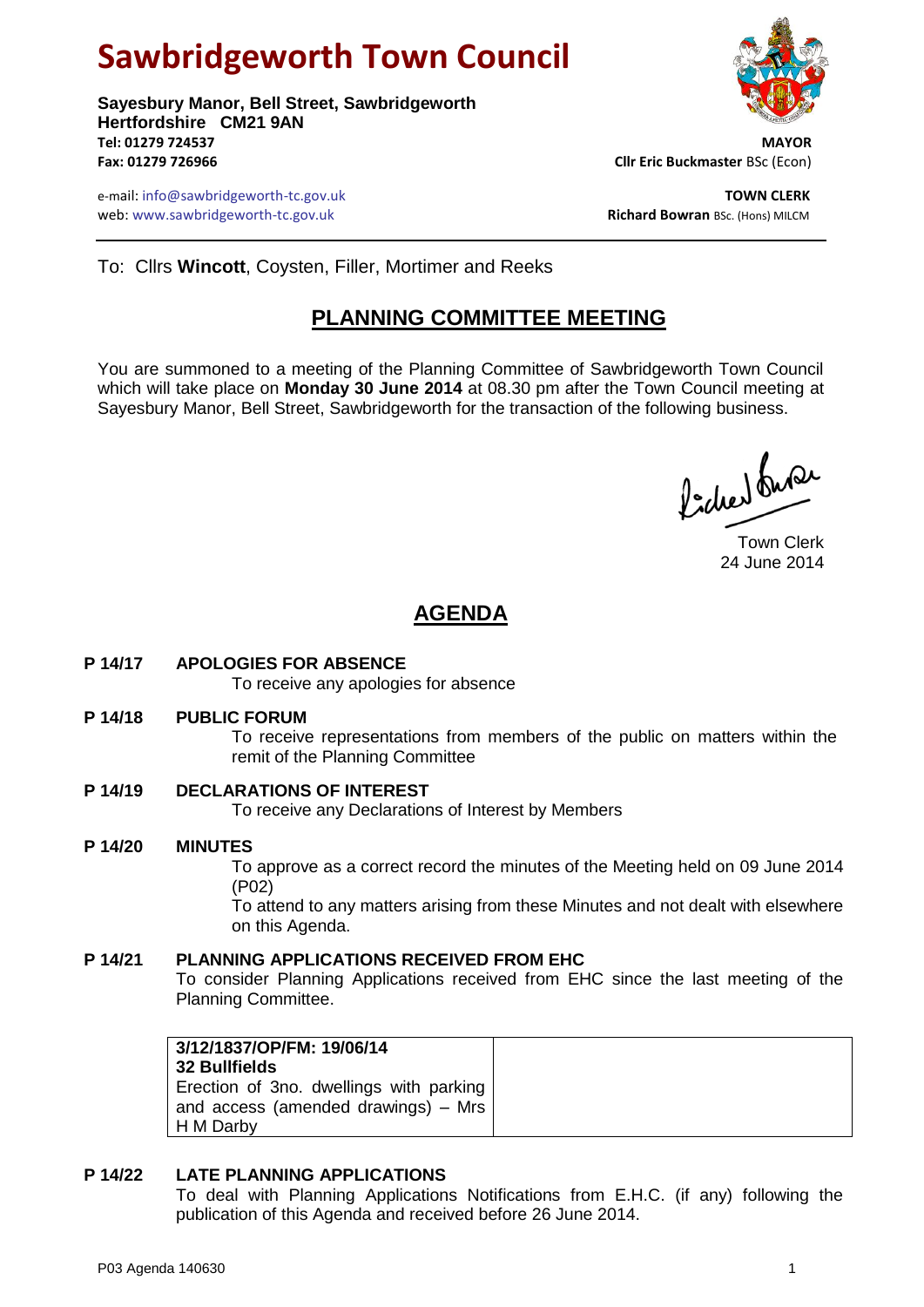# Sawbridgeworth Town Council

**Sayesbury Manor, Bell Street, Sawbridgeworth**
**Hertfordshire CM21 9AN**
**Tel: 01279 724537**
**Fax: 01279 726966**

e-mail: info@sawbridgeworth-tc.gov.uk
web: www.sawbridgeworth-tc.gov.uk

**MAYOR**
**Cllr Eric Buckmaster** BSc (Econ)

**TOWN CLERK**
**Richard Bowran** BSc. (Hons) MILCM

---

To: Cllrs **Wincott**, Coysten, Filler, Mortimer and Reeks

## PLANNING COMMITTEE MEETING

You are summoned to a meeting of the Planning Committee of Sawbridgeworth Town Council which will take place on **Monday 30 June 2014** at 08.30 pm after the Town Council meeting at Sayesbury Manor, Bell Street, Sawbridgeworth for the transaction of the following business.

Town Clerk
24 June 2014

## AGENDA

**P 14/17 APOLOGIES FOR ABSENCE**
To receive any apologies for absence

**P 14/18 PUBLIC FORUM**
To receive representations from members of the public on matters within the remit of the Planning Committee

**P 14/19 DECLARATIONS OF INTEREST**
To receive any Declarations of Interest by Members

**P 14/20 MINUTES**
To approve as a correct record the minutes of the Meeting held on 09 June 2014 (P02)
To attend to any matters arising from these Minutes and not dealt with elsewhere on this Agenda.

**P 14/21 PLANNING APPLICATIONS RECEIVED FROM EHC**
To consider Planning Applications received from EHC since the last meeting of the Planning Committee.

| **3/12/1837/OP/FM: 19/06/14**<br>**32 Bullfields**<br>Erection of 3no. dwellings with parking and access (amended drawings) – Mrs H M Darby | |
|---|---|

**P 14/22 LATE PLANNING APPLICATIONS**
To deal with Planning Applications Notifications from E.H.C. (if any) following the publication of this Agenda and received before 26 June 2014.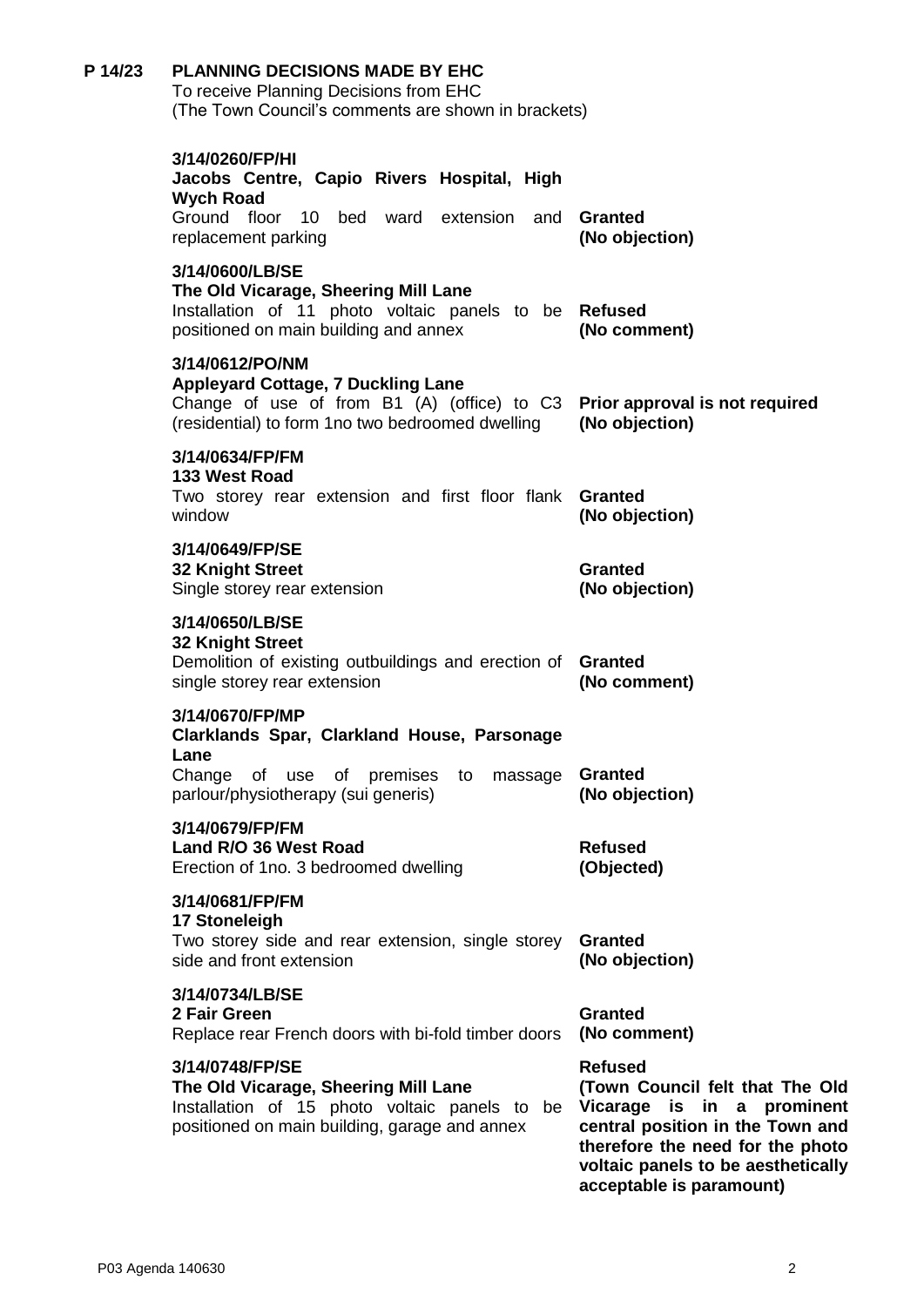**P 14/23 PLANNING DECISIONS MADE BY EHC**

To receive Planning Decisions from EHC
(The Town Council's comments are shown in brackets)

**3/14/0260/FP/HI**
**Jacobs Centre, Capio Rivers Hospital, High Wych Road**
Ground floor 10 bed ward extension and replacement parking — **Granted (No objection)**

**3/14/0600/LB/SE**
**The Old Vicarage, Sheering Mill Lane**
Installation of 11 photo voltaic panels to be positioned on main building and annex — **Refused (No comment)**

**3/14/0612/PO/NM**
**Appleyard Cottage, 7 Duckling Lane**
Change of use of from B1 (A) (office) to C3 (residential) to form 1no two bedroomed dwelling — **Prior approval is not required (No objection)**

**3/14/0634/FP/FM**
**133 West Road**
Two storey rear extension and first floor flank window — **Granted (No objection)**

**3/14/0649/FP/SE**
**32 Knight Street**
Single storey rear extension — **Granted (No objection)**

**3/14/0650/LB/SE**
**32 Knight Street**
Demolition of existing outbuildings and erection of single storey rear extension — **Granted (No comment)**

**3/14/0670/FP/MP**
**Clarklands Spar, Clarkland House, Parsonage Lane**
Change of use of premises to massage parlour/physiotherapy (sui generis) — **Granted (No objection)**

**3/14/0679/FP/FM**
**Land R/O 36 West Road**
Erection of 1no. 3 bedroomed dwelling — **Refused (Objected)**

**3/14/0681/FP/FM**
**17 Stoneleigh**
Two storey side and rear extension, single storey side and front extension — **Granted (No objection)**

**3/14/0734/LB/SE**
**2 Fair Green**
Replace rear French doors with bi-fold timber doors — **Granted (No comment)**

**3/14/0748/FP/SE**
**The Old Vicarage, Sheering Mill Lane**
Installation of 15 photo voltaic panels to be positioned on main building, garage and annex — **Refused (Town Council felt that The Old Vicarage is in a prominent central position in the Town and therefore the need for the photo voltaic panels to be aesthetically acceptable is paramount)**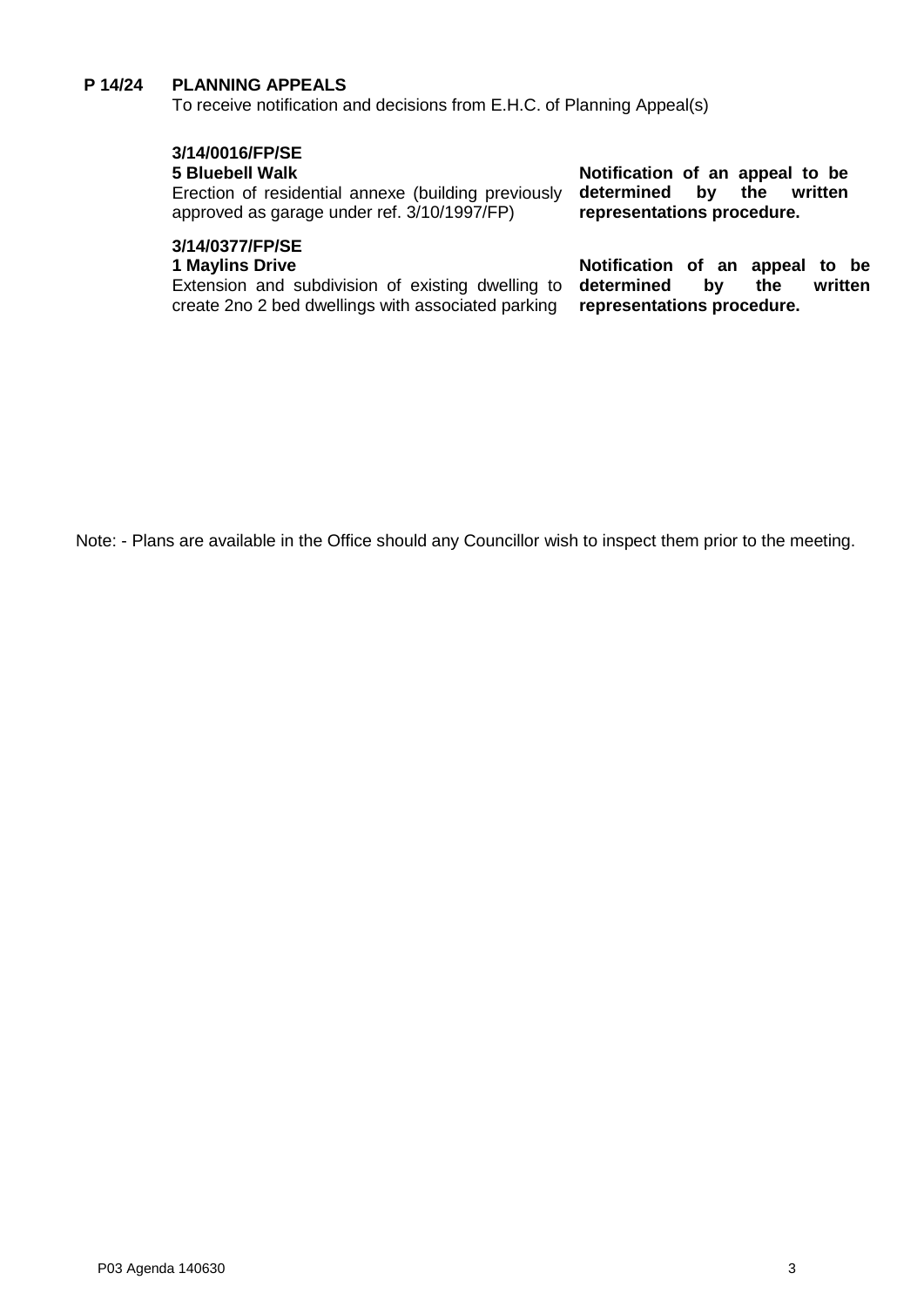## P 14/24 PLANNING APPEALS

To receive notification and decisions from E.H.C. of Planning Appeal(s)

| | |
|---|---|
| **3/14/0016/FP/SE**<br>**5 Bluebell Walk**<br>Erection of residential annexe (building previously approved as garage under ref. 3/10/1997/FP) | **Notification of an appeal to be determined by the written representations procedure.** |
| **3/14/0377/FP/SE**<br>**1 Maylins Drive**<br>Extension and subdivision of existing dwelling to create 2no 2 bed dwellings with associated parking | **Notification of an appeal to be determined by the written representations procedure.** |

Note: - Plans are available in the Office should any Councillor wish to inspect them prior to the meeting.

P03 Agenda 140630